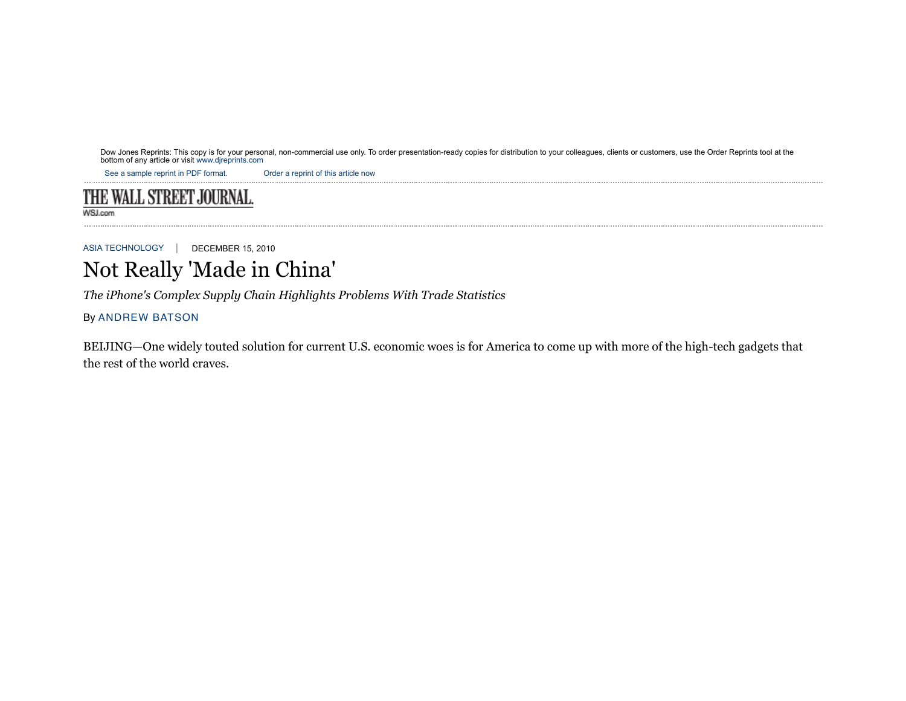Dow Jones Reprints: This copy is for your personal, non-commercial use only. To order presentation-ready copies for distribution to your colleagues, clients or customers, use the Order Reprints tool at the bottom of any article or visit www.djreprints.com

See a sample reprint in PDF format. Order a reprint of this article now

THE WALL STREET JOURNAL.

WSJ.com

ASIA TECHNOLOGY | DECEMBER 15, 2010

# Not Really 'Made in China'

*The iPhone's Complex Supply Chain Highlights Problems With Trade Statistics*

By ANDREW BATSON

BEIJING—One widely touted solution for current U.S. economic woes is for America to come up with more of the high-tech gadgets that the rest of the world craves.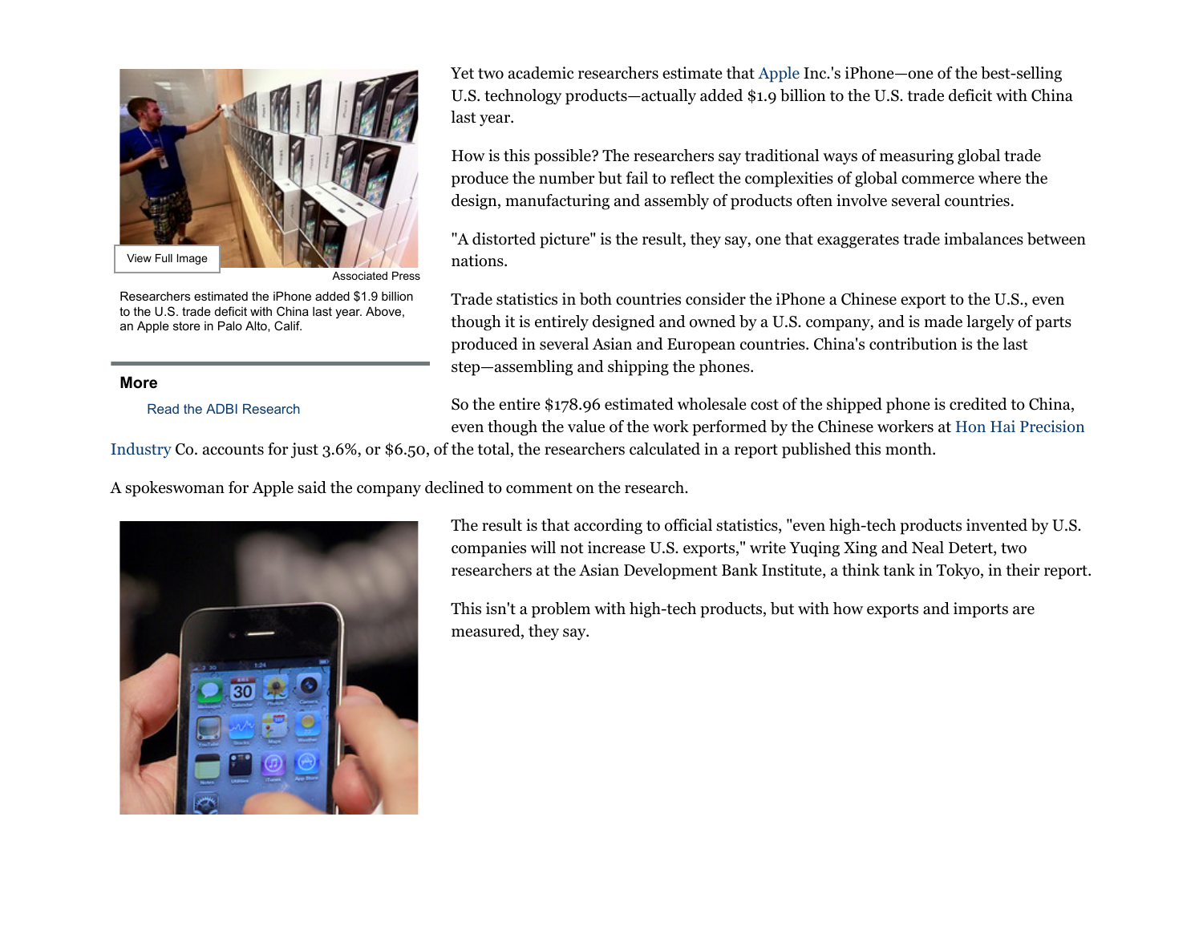Yet two academic researchers estimate that Apple Inc.'s iPhone—one of the best-selling U.S. technology products—actually added $1.9 billion to the U.S. trade deficit with China last year.

How is this possible? The researchers say traditional ways of measuring global trade produce the number but fail to reflect the complexities of global commerce where the design, manufacturing and assembly of products often involve several countries.

"A distorted picture" is the result, they say, one that exaggerates trade imbalances between nations.

Trade statistics in both countries consider the iPhone a Chinese export to the U.S., even though it is entirely designed and owned by a U.S. company, and is made largely of parts produced in several Asian and European countries. China's contribution is the last step—assembling and shipping the phones.

So the entire $178.96 estimated wholesale cost of the shipped phone is credited to China, even though the value of the work performed by the Chinese workers at Hon Hai Precision Industry Co. accounts for just 3.6%, or $6.50, of the total, the researchers calculated in a report published this month.

View Full Image

Associated Press

Researchers estimated the iPhone added $1.9 billion to the U.S. trade deficit with China last year. Above, an Apple store in Palo Alto, Calif.

**More**

Read the ADBI Research

A spokeswoman for Apple said the company declined to comment on the research.

The result is that according to official statistics, "even high-tech products invented by U.S. companies will not increase U.S. exports," write Yuqing Xing and Neal Detert, two researchers at the Asian Development Bank Institute, a think tank in Tokyo, in their report.

This isn't a problem with high-tech products, but with how exports and imports are measured, they say.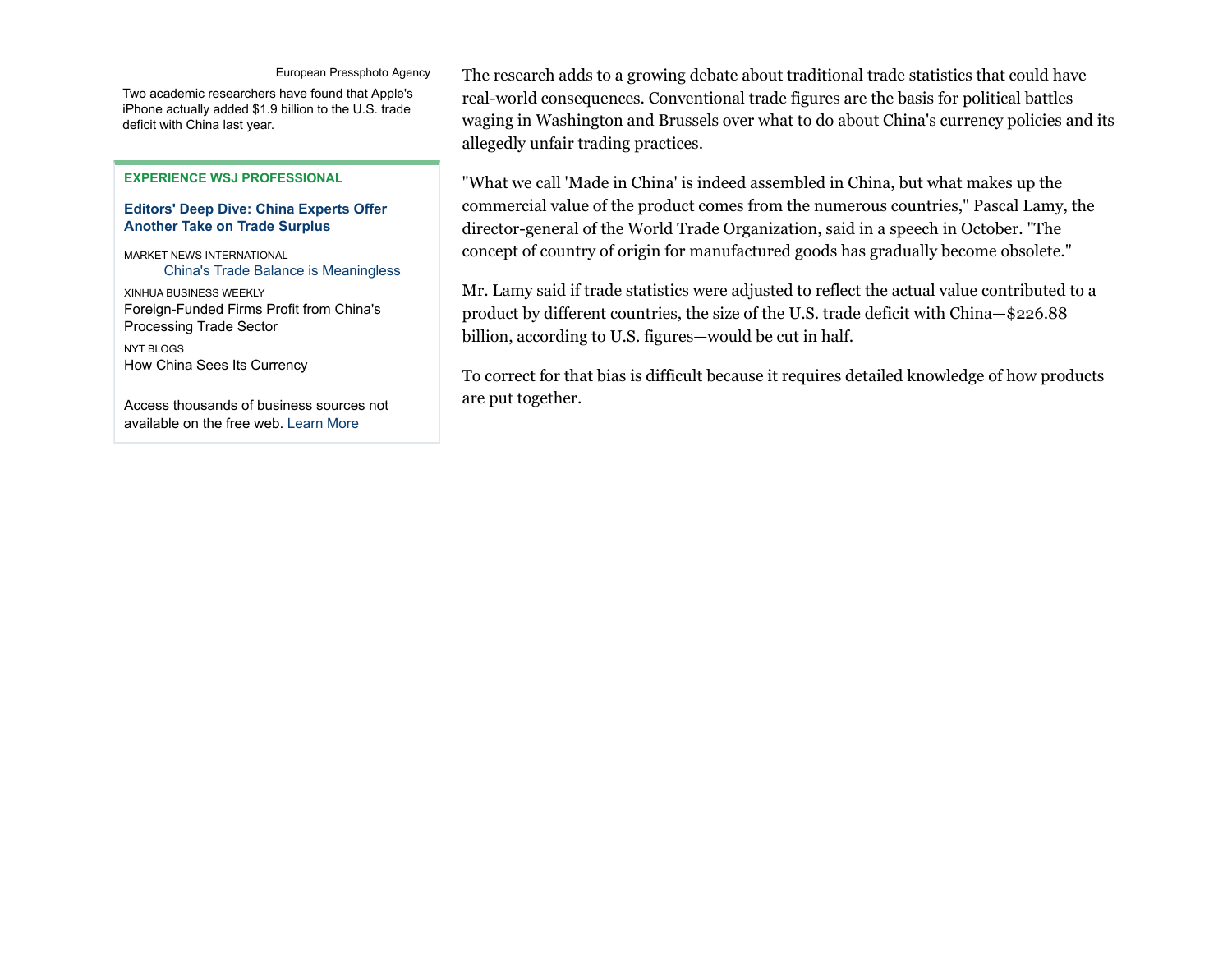European Pressphoto Agency

Two academic researchers have found that Apple's iPhone actually added $1.9 billion to the U.S. trade deficit with China last year.

**EXPERIENCE WSJ PROFESSIONAL**

**Editors' Deep Dive: China Experts Offer Another Take on Trade Surplus**

MARKET NEWS INTERNATIONAL
China's Trade Balance is Meaningless

XINHUA BUSINESS WEEKLY
Foreign-Funded Firms Profit from China's Processing Trade Sector

NYT BLOGS
How China Sees Its Currency

Access thousands of business sources not available on the free web. Learn More

The research adds to a growing debate about traditional trade statistics that could have real-world consequences. Conventional trade figures are the basis for political battles waging in Washington and Brussels over what to do about China's currency policies and its allegedly unfair trading practices.

"What we call 'Made in China' is indeed assembled in China, but what makes up the commercial value of the product comes from the numerous countries," Pascal Lamy, the director-general of the World Trade Organization, said in a speech in October. "The concept of country of origin for manufactured goods has gradually become obsolete."

Mr. Lamy said if trade statistics were adjusted to reflect the actual value contributed to a product by different countries, the size of the U.S. trade deficit with China—$226.88 billion, according to U.S. figures—would be cut in half.

To correct for that bias is difficult because it requires detailed knowledge of how products are put together.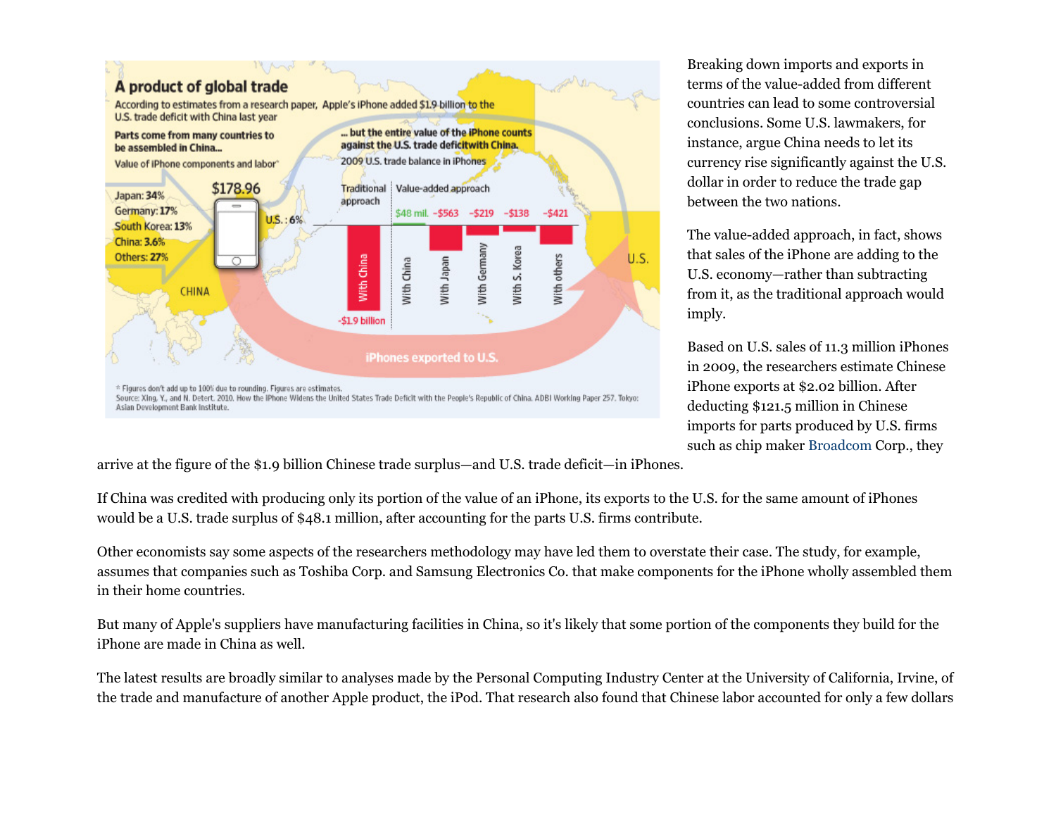**A product of global trade**

According to estimates from a research paper, Apple's iPhone added $1.9 billion to the U.S. trade deficit with China last year

**Parts come from many countries to be assembled in China...**

Value of iPhone components and labor*

Japan: 34%
Germany: 17%
South Korea: 13%
China: 3.6%
Others: 27%
U.S.: 6%

$178.96

**... but the entire value of the iPhone counts against the U.S. trade deficitwith China.**

2009 U.S. trade balance in iPhones

| Traditional approach | Value-added approach | | | | |
|---|---|---|---|---|---|
| With China | With China | With Japan | With Germany | With S. Korea | With others |
| -$1.9 billion | $48 mil. | -$563 | -$219 | -$138 | -$421 |

iPhones exported to U.S.

\* Figures don't add up to 100% due to rounding. Figures are estimates.
Source: Xing, Y., and N. Detert. 2010. How the iPhone Widens the United States Trade Deficit with the People's Republic of China. ADBI Working Paper 257. Tokyo: Asian Development Bank Institute.

Breaking down imports and exports in terms of the value-added from different countries can lead to some controversial conclusions. Some U.S. lawmakers, for instance, argue China needs to let its currency rise significantly against the U.S. dollar in order to reduce the trade gap between the two nations.

The value-added approach, in fact, shows that sales of the iPhone are adding to the U.S. economy—rather than subtracting from it, as the traditional approach would imply.

Based on U.S. sales of 11.3 million iPhones in 2009, the researchers estimate Chinese iPhone exports at $2.02 billion. After deducting $121.5 million in Chinese imports for parts produced by U.S. firms such as chip maker Broadcom Corp., they arrive at the figure of the $1.9 billion Chinese trade surplus—and U.S. trade deficit—in iPhones.

If China was credited with producing only its portion of the value of an iPhone, its exports to the U.S. for the same amount of iPhones would be a U.S. trade surplus of $48.1 million, after accounting for the parts U.S. firms contribute.

Other economists say some aspects of the researchers methodology may have led them to overstate their case. The study, for example, assumes that companies such as Toshiba Corp. and Samsung Electronics Co. that make components for the iPhone wholly assembled them in their home countries.

But many of Apple's suppliers have manufacturing facilities in China, so it's likely that some portion of the components they build for the iPhone are made in China as well.

The latest results are broadly similar to analyses made by the Personal Computing Industry Center at the University of California, Irvine, of the trade and manufacture of another Apple product, the iPod. That research also found that Chinese labor accounted for only a few dollars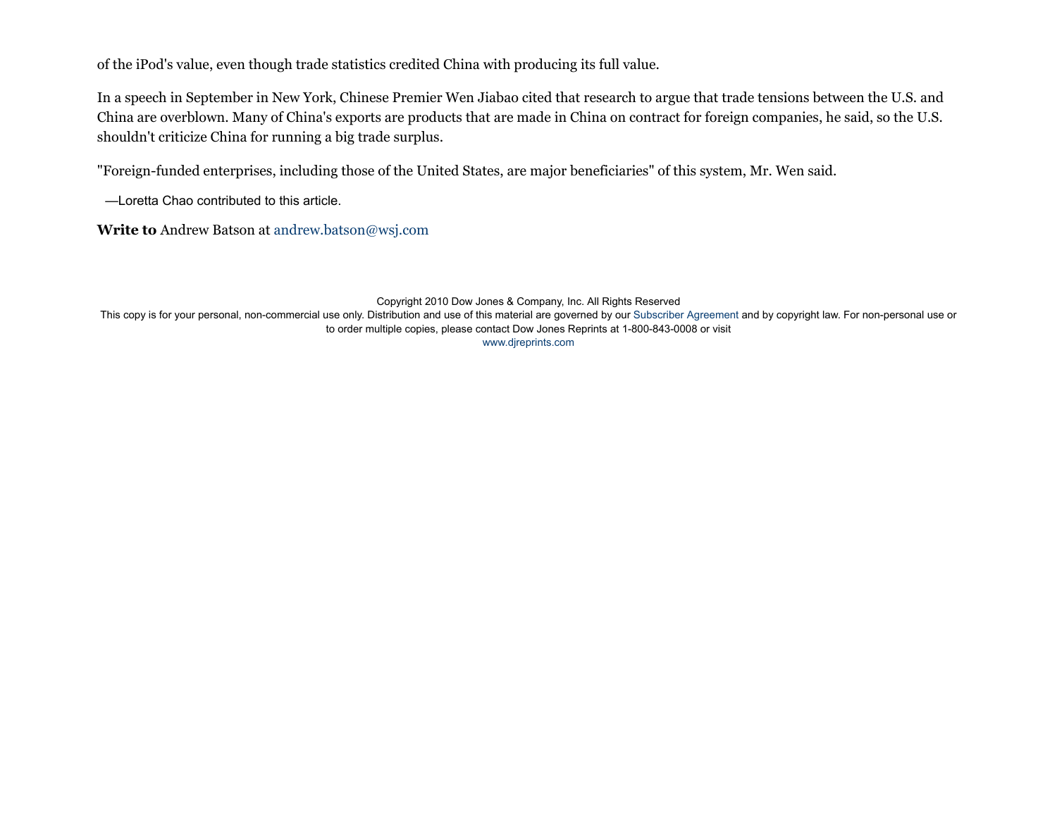of the iPod's value, even though trade statistics credited China with producing its full value.

In a speech in September in New York, Chinese Premier Wen Jiabao cited that research to argue that trade tensions between the U.S. and China are overblown. Many of China's exports are products that are made in China on contract for foreign companies, he said, so the U.S. shouldn't criticize China for running a big trade surplus.

"Foreign-funded enterprises, including those of the United States, are major beneficiaries" of this system, Mr. Wen said.

—Loretta Chao contributed to this article.

**Write to** Andrew Batson at andrew.batson@wsj.com

Copyright 2010 Dow Jones & Company, Inc. All Rights Reserved
This copy is for your personal, non-commercial use only. Distribution and use of this material are governed by our Subscriber Agreement and by copyright law. For non-personal use or to order multiple copies, please contact Dow Jones Reprints at 1-800-843-0008 or visit www.djreprints.com